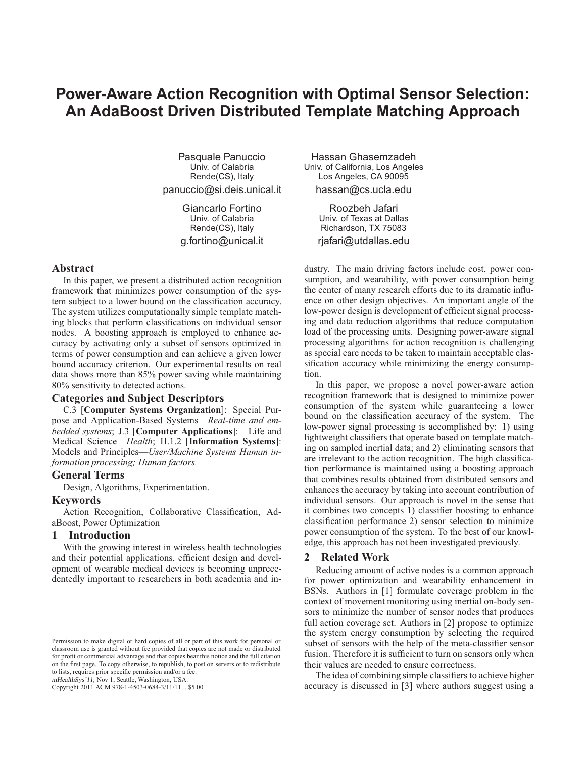# Power-Aware Action Recognition with Optimal Sensor Selection: An AdaBoost Driven Distributed Template Matching Approach

Pasquale Panuccio
Univ. of Calabria
Rende(CS), Italy
panuccio@si.deis.unical.it

Hassan Ghasemzadeh
Univ. of California, Los Angeles
Los Angeles, CA 90095
hassan@cs.ucla.edu

Giancarlo Fortino
Univ. of Calabria
Rende(CS), Italy
g.fortino@unical.it

Roozbeh Jafari
Univ. of Texas at Dallas
Richardson, TX 75083
rjafari@utdallas.edu

## Abstract

In this paper, we present a distributed action recognition framework that minimizes power consumption of the system subject to a lower bound on the classification accuracy. The system utilizes computationally simple template matching blocks that perform classifications on individual sensor nodes. A boosting approach is employed to enhance accuracy by activating only a subset of sensors optimized in terms of power consumption and can achieve a given lower bound accuracy criterion. Our experimental results on real data shows more than 85% power saving while maintaining 80% sensitivity to detected actions.

## Categories and Subject Descriptors

C.3 [**Computer Systems Organization**]: Special Purpose and Application-Based Systems—*Real-time and embedded systems*; J.3 [**Computer Applications**]: Life and Medical Science—*Health*; H.1.2 [**Information Systems**]: Models and Principles—*User/Machine Systems Human information processing; Human factors.*

## General Terms

Design, Algorithms, Experimentation.

## Keywords

Action Recognition, Collaborative Classification, AdaBoost, Power Optimization

## 1 Introduction

With the growing interest in wireless health technologies and their potential applications, efficient design and development of wearable medical devices is becoming unprecedentedly important to researchers in both academia and industry. The main driving factors include cost, power consumption, and wearability, with power consumption being the center of many research efforts due to its dramatic influence on other design objectives. An important angle of the low-power design is development of efficient signal processing and data reduction algorithms that reduce computation load of the processing units. Designing power-aware signal processing algorithms for action recognition is challenging as special care needs to be taken to maintain acceptable classification accuracy while minimizing the energy consumption.

In this paper, we propose a novel power-aware action recognition framework that is designed to minimize power consumption of the system while guaranteeing a lower bound on the classification accuracy of the system. The low-power signal processing is accomplished by: 1) using lightweight classifiers that operate based on template matching on sampled inertial data; and 2) eliminating sensors that are irrelevant to the action recognition. The high classification performance is maintained using a boosting approach that combines results obtained from distributed sensors and enhances the accuracy by taking into account contribution of individual sensors. Our approach is novel in the sense that it combines two concepts 1) classifier boosting to enhance classification performance 2) sensor selection to minimize power consumption of the system. To the best of our knowledge, this approach has not been investigated previously.

## 2 Related Work

Reducing amount of active nodes is a common approach for power optimization and wearability enhancement in BSNs. Authors in [1] formulate coverage problem in the context of movement monitoring using inertial on-body sensors to minimize the number of sensor nodes that produces full action coverage set. Authors in [2] propose to optimize the system energy consumption by selecting the required subset of sensors with the help of the meta-classifier sensor fusion. Therefore it is sufficient to turn on sensors only when their values are needed to ensure correctness.

The idea of combining simple classifiers to achieve higher accuracy is discussed in [3] where authors suggest using a

Permission to make digital or hard copies of all or part of this work for personal or classroom use is granted without fee provided that copies are not made or distributed for profit or commercial advantage and that copies bear this notice and the full citation on the first page. To copy otherwise, to republish, to post on servers or to redistribute to lists, requires prior specific permission and/or a fee.
*mHealthSys'11*, Nov 1, Seattle, Washington, USA.
Copyright 2011 ACM 978-1-4503-0684-3/11/11 ...$5.00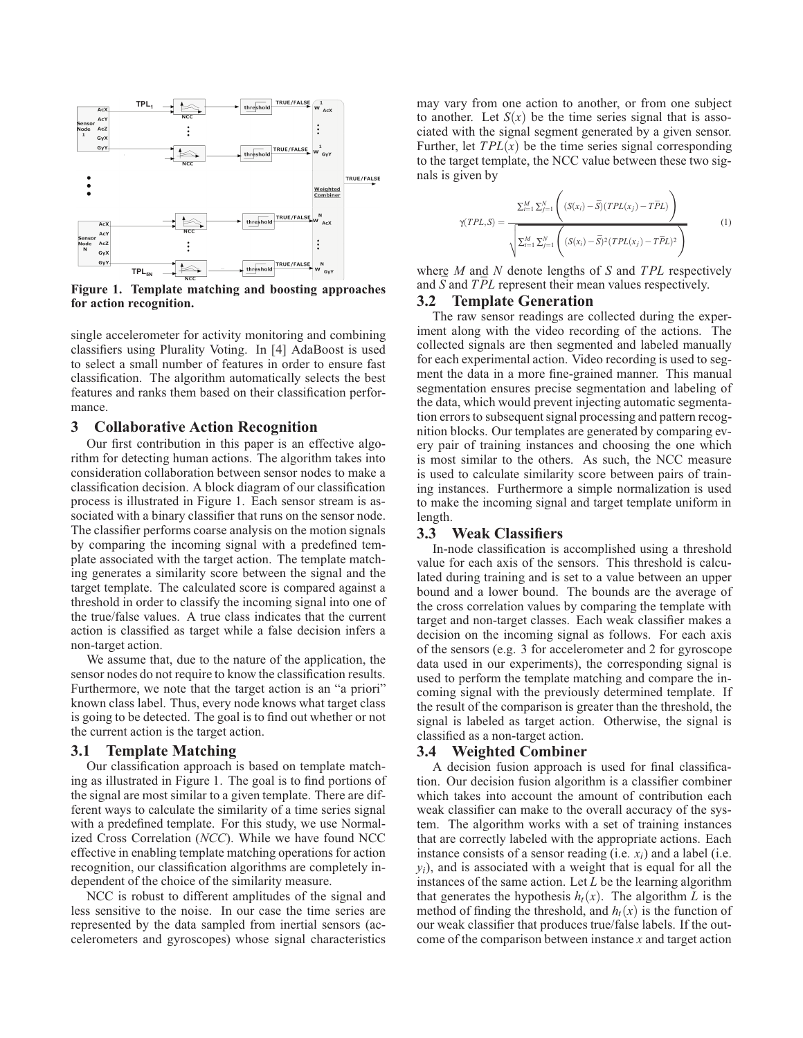Figure 1. Template matching and boosting approaches for action recognition.

single accelerometer for activity monitoring and combining classifiers using Plurality Voting. In [4] AdaBoost is used to select a small number of features in order to ensure fast classification. The algorithm automatically selects the best features and ranks them based on their classification performance.

## 3 Collaborative Action Recognition

Our first contribution in this paper is an effective algorithm for detecting human actions. The algorithm takes into consideration collaboration between sensor nodes to make a classification decision. A block diagram of our classification process is illustrated in Figure 1. Each sensor stream is associated with a binary classifier that runs on the sensor node. The classifier performs coarse analysis on the motion signals by comparing the incoming signal with a predefined template associated with the target action. The template matching generates a similarity score between the signal and the target template. The calculated score is compared against a threshold in order to classify the incoming signal into one of the true/false values. A true class indicates that the current action is classified as target while a false decision infers a non-target action.

We assume that, due to the nature of the application, the sensor nodes do not require to know the classification results. Furthermore, we note that the target action is an "a priori" known class label. Thus, every node knows what target class is going to be detected. The goal is to find out whether or not the current action is the target action.

### 3.1 Template Matching

Our classification approach is based on template matching as illustrated in Figure 1. The goal is to find portions of the signal are most similar to a given template. There are different ways to calculate the similarity of a time series signal with a predefined template. For this study, we use Normalized Cross Correlation (*NCC*). While we have found NCC effective in enabling template matching operations for action recognition, our classification algorithms are completely independent of the choice of the similarity measure.

NCC is robust to different amplitudes of the signal and less sensitive to the noise. In our case the time series are represented by the data sampled from inertial sensors (accelerometers and gyroscopes) whose signal characteristics may vary from one action to another, or from one subject to another. Let $S(x)$ be the time series signal that is associated with the signal segment generated by a given sensor. Further, let $TPL(x)$ be the time series signal corresponding to the target template, the NCC value between these two signals is given by

$$\gamma(TPL,S) = \frac{\sum_{i=1}^{M}\sum_{j=1}^{N}\left((S(x_i)-\bar{S})(TPL(x_j)-\bar{TPL})\right)}{\sqrt{\sum_{i=1}^{M}\sum_{j=1}^{N}\left((S(x_i)-\bar{S})^2(TPL(x_j)-\bar{TPL})^2\right)}} \quad (1)$$

where $M$ and $N$ denote lengths of $S$ and $TPL$ respectively and $\bar{S}$ and $\bar{TPL}$ represent their mean values respectively.

### 3.2 Template Generation

The raw sensor readings are collected during the experiment along with the video recording of the actions. The collected signals are then segmented and labeled manually for each experimental action. Video recording is used to segment the data in a more fine-grained manner. This manual segmentation ensures precise segmentation and labeling of the data, which would prevent injecting automatic segmentation errors to subsequent signal processing and pattern recognition blocks. Our templates are generated by comparing every pair of training instances and choosing the one which is most similar to the others. As such, the NCC measure is used to calculate similarity score between pairs of training instances. Furthermore a simple normalization is used to make the incoming signal and target template uniform in length.

### 3.3 Weak Classifiers

In-node classification is accomplished using a threshold value for each axis of the sensors. This threshold is calculated during training and is set to a value between an upper bound and a lower bound. The bounds are the average of the cross correlation values by comparing the template with target and non-target classes. Each weak classifier makes a decision on the incoming signal as follows. For each axis of the sensors (e.g. 3 for accelerometer and 2 for gyroscope data used in our experiments), the corresponding signal is used to perform the template matching and compare the incoming signal with the previously determined template. If the result of the comparison is greater than the threshold, the signal is labeled as target action. Otherwise, the signal is classified as a non-target action.

### 3.4 Weighted Combiner

A decision fusion approach is used for final classification. Our decision fusion algorithm is a classifier combiner which takes into account the amount of contribution each weak classifier can make to the overall accuracy of the system. The algorithm works with a set of training instances that are correctly labeled with the appropriate actions. Each instance consists of a sensor reading (i.e. $x_i$) and a label (i.e. $y_i$), and is associated with a weight that is equal for all the instances of the same action. Let $L$ be the learning algorithm that generates the hypothesis $h_t(x)$. The algorithm $L$ is the method of finding the threshold, and $h_t(x)$ is the function of our weak classifier that produces true/false labels. If the outcome of the comparison between instance $x$ and target action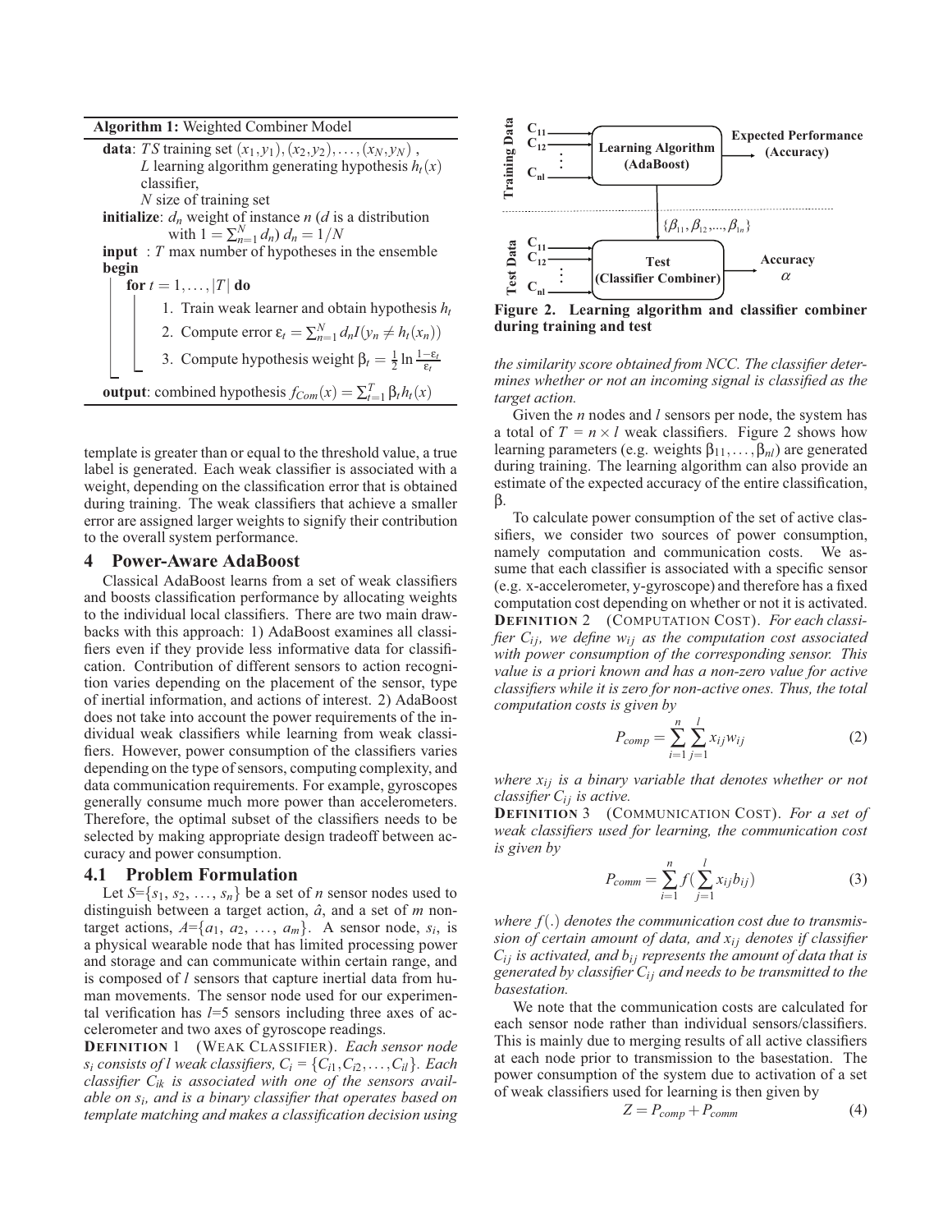**Algorithm 1:** Weighted Combiner Model

**data**: $TS$ training set $(x_1, y_1), (x_2, y_2), \ldots, (x_N, y_N)$ ,
$L$ learning algorithm generating hypothesis $h_t(x)$ classifier,
$N$ size of training set

**initialize**: $d_n$ weight of instance $n$ ($d$ is a distribution with $1 = \sum_{n=1}^{N} d_n$) $d_n = 1/N$

**input** : $T$ max number of hypotheses in the ensemble

**begin**

**for** $t = 1, \ldots, |T|$ **do**

1. Train weak learner and obtain hypothesis $h_t$
2. Compute error $\varepsilon_t = \sum_{n=1}^{N} d_n I(y_n \neq h_t(x_n))$
3. Compute hypothesis weight $\beta_t = \frac{1}{2} \ln \frac{1-\varepsilon_t}{\varepsilon_t}$

**output**: combined hypothesis $f_{Com}(x) = \sum_{t=1}^{T} \beta_t h_t(x)$

template is greater than or equal to the threshold value, a true label is generated. Each weak classifier is associated with a weight, depending on the classification error that is obtained during training. The weak classifiers that achieve a smaller error are assigned larger weights to signify their contribution to the overall system performance.

## 4 Power-Aware AdaBoost

Classical AdaBoost learns from a set of weak classifiers and boosts classification performance by allocating weights to the individual local classifiers. There are two main drawbacks with this approach: 1) AdaBoost examines all classifiers even if they provide less informative data for classification. Contribution of different sensors to action recognition varies depending on the placement of the sensor, type of inertial information, and actions of interest. 2) AdaBoost does not take into account the power requirements of the individual weak classifiers while learning from weak classifiers. However, power consumption of the classifiers varies depending on the type of sensors, computing complexity, and data communication requirements. For example, gyroscopes generally consume much more power than accelerometers. Therefore, the optimal subset of the classifiers needs to be selected by making appropriate design tradeoff between accuracy and power consumption.

### 4.1 Problem Formulation

Let $S=\{s_1, s_2, \ldots, s_n\}$ be a set of $n$ sensor nodes used to distinguish between a target action, $\hat{a}$, and a set of $m$ non-target actions, $A=\{a_1, a_2, \ldots, a_m\}$. A sensor node, $s_i$, is a physical wearable node that has limited processing power and storage and can communicate within certain range, and is composed of $l$ sensors that capture inertial data from human movements. The sensor node used for our experimental verification has $l$=5 sensors including three axes of accelerometer and two axes of gyroscope readings.

**Definition** 1 (Weak Classifier). *Each sensor node $s_i$ consists of $l$ weak classifiers, $C_i = \{C_{i1}, C_{i2}, \ldots, C_{il}\}$. Each classifier $C_{ik}$ is associated with one of the sensors available on $s_i$, and is a binary classifier that operates based on template matching and makes a classification decision using the similarity score obtained from NCC. The classifier determines whether or not an incoming signal is classified as the target action.*

Given the $n$ nodes and $l$ sensors per node, the system has a total of $T = n \times l$ weak classifiers. Figure 2 shows how learning parameters (e.g. weights $\beta_{11}, \ldots, \beta_{nl}$) are generated during training. The learning algorithm can also provide an estimate of the expected accuracy of the entire classification, $\beta$.

**Figure 2. Learning algorithm and classifier combiner during training and test**

To calculate power consumption of the set of active classifiers, we consider two sources of power consumption, namely computation and communication costs. We assume that each classifier is associated with a specific sensor (e.g. x-accelerometer, y-gyroscope) and therefore has a fixed computation cost depending on whether or not it is activated.

**Definition** 2 (Computation Cost). *For each classifier $C_{ij}$, we define $w_{ij}$ as the computation cost associated with power consumption of the corresponding sensor. This value is a priori known and has a non-zero value for active classifiers while it is zero for non-active ones. Thus, the total computation costs is given by*

$$P_{comp} = \sum_{i=1}^{n} \sum_{j=1}^{l} x_{ij} w_{ij} \tag{2}$$

*where $x_{ij}$ is a binary variable that denotes whether or not classifier $C_{ij}$ is active.*

**Definition** 3 (Communication Cost). *For a set of weak classifiers used for learning, the communication cost is given by*

$$P_{comm} = \sum_{i=1}^{n} f\left(\sum_{j=1}^{l} x_{ij} b_{ij}\right) \tag{3}$$

*where $f(.)$ denotes the communication cost due to transmission of certain amount of data, and $x_{ij}$ denotes if classifier $C_{ij}$ is activated, and $b_{ij}$ represents the amount of data that is generated by classifier $C_{ij}$ and needs to be transmitted to the basestation.*

We note that the communication costs are calculated for each sensor node rather than individual sensors/classifiers. This is mainly due to merging results of all active classifiers at each node prior to transmission to the basestation. The power consumption of the system due to activation of a set of weak classifiers used for learning is then given by

$$Z = P_{comp} + P_{comm} \tag{4}$$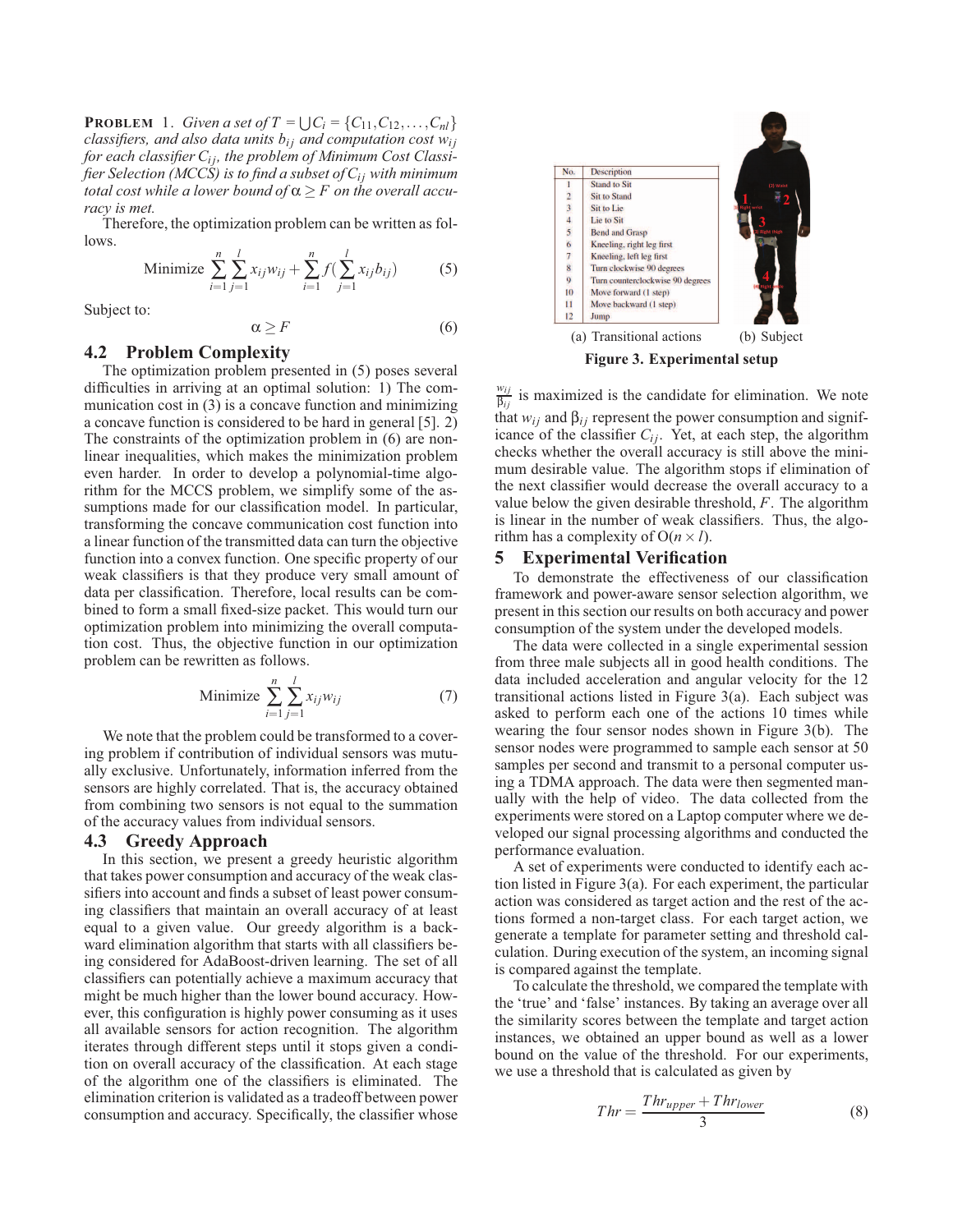**Problem** 1. *Given a set of $T = \bigcup C_i = \{C_{11}, C_{12}, \ldots, C_{nl}\}$ classifiers, and also data units $b_{ij}$ and computation cost $w_{ij}$ for each classifier $C_{ij}$, the problem of Minimum Cost Classifier Selection (MCCS) is to find a subset of $C_{ij}$ with minimum total cost while a lower bound of $\alpha \geq F$ on the overall accuracy is met.*

Therefore, the optimization problem can be written as follows.

$$\text{Minimize} \sum_{i=1}^{n}\sum_{j=1}^{l} x_{ij}w_{ij} + \sum_{i=1}^{n} f\left(\sum_{j=1}^{l} x_{ij}b_{ij}\right) \tag{5}$$

Subject to:

$$\alpha \geq F \tag{6}$$

## 4.2 Problem Complexity

The optimization problem presented in (5) poses several difficulties in arriving at an optimal solution: 1) The communication cost in (3) is a concave function and minimizing a concave function is considered to be hard in general [5]. 2) The constraints of the optimization problem in (6) are nonlinear inequalities, which makes the minimization problem even harder. In order to develop a polynomial-time algorithm for the MCCS problem, we simplify some of the assumptions made for our classification model. In particular, transforming the concave communication cost function into a linear function of the transmitted data can turn the objective function into a convex function. One specific property of our weak classifiers is that they produce very small amount of data per classification. Therefore, local results can be combined to form a small fixed-size packet. This would turn our optimization problem into minimizing the overall computation cost. Thus, the objective function in our optimization problem can be rewritten as follows.

$$\text{Minimize} \sum_{i=1}^{n}\sum_{j=1}^{l} x_{ij}w_{ij} \tag{7}$$

We note that the problem could be transformed to a covering problem if contribution of individual sensors was mutually exclusive. Unfortunately, information inferred from the sensors are highly correlated. That is, the accuracy obtained from combining two sensors is not equal to the summation of the accuracy values from individual sensors.

## 4.3 Greedy Approach

In this section, we present a greedy heuristic algorithm that takes power consumption and accuracy of the weak classifiers into account and finds a subset of least power consuming classifiers that maintain an overall accuracy of at least equal to a given value. Our greedy algorithm is a backward elimination algorithm that starts with all classifiers being considered for AdaBoost-driven learning. The set of all classifiers can potentially achieve a maximum accuracy that might be much higher than the lower bound accuracy. However, this configuration is highly power consuming as it uses all available sensors for action recognition. The algorithm iterates through different steps until it stops given a condition on overall accuracy of the classification. At each stage of the algorithm one of the classifiers is eliminated. The elimination criterion is validated as a tradeoff between power consumption and accuracy. Specifically, the classifier whose $\frac{w_{ij}}{\beta_{ij}}$ is maximized is the candidate for elimination. We note that $w_{ij}$ and $\beta_{ij}$ represent the power consumption and significance of the classifier $C_{ij}$. Yet, at each step, the algorithm checks whether the overall accuracy is still above the minimum desirable value. The algorithm stops if elimination of the next classifier would decrease the overall accuracy to a value below the given desirable threshold, $F$. The algorithm is linear in the number of weak classifiers. Thus, the algorithm has a complexity of $O(n \times l)$.

| No. | Description |
|---|---|
| 1 | Stand to Sit |
| 2 | Sit to Stand |
| 3 | Sit to Lie |
| 4 | Lie to Sit |
| 5 | Bend and Grasp |
| 6 | Kneeling, right leg first |
| 7 | Kneeling, left leg first |
| 8 | Turn clockwise 90 degrees |
| 9 | Turn counterclockwise 90 degrees |
| 10 | Move forward (1 step) |
| 11 | Move backward (1 step) |
| 12 | Jump |

(a) Transitional actions (b) Subject

**Figure 3. Experimental setup**

# 5 Experimental Verification

To demonstrate the effectiveness of our classification framework and power-aware sensor selection algorithm, we present in this section our results on both accuracy and power consumption of the system under the developed models.

The data were collected in a single experimental session from three male subjects all in good health conditions. The data included acceleration and angular velocity for the 12 transitional actions listed in Figure 3(a). Each subject was asked to perform each one of the actions 10 times while wearing the four sensor nodes shown in Figure 3(b). The sensor nodes were programmed to sample each sensor at 50 samples per second and transmit to a personal computer using a TDMA approach. The data were then segmented manually with the help of video. The data collected from the experiments were stored on a Laptop computer where we developed our signal processing algorithms and conducted the performance evaluation.

A set of experiments were conducted to identify each action listed in Figure 3(a). For each experiment, the particular action was considered as target action and the rest of the actions formed a non-target class. For each target action, we generate a template for parameter setting and threshold calculation. During execution of the system, an incoming signal is compared against the template.

To calculate the threshold, we compared the template with the 'true' and 'false' instances. By taking an average over all the similarity scores between the template and target action instances, we obtained an upper bound as well as a lower bound on the value of the threshold. For our experiments, we use a threshold that is calculated as given by

$$Thr = \frac{Thr_{upper} + Thr_{lower}}{3} \tag{8}$$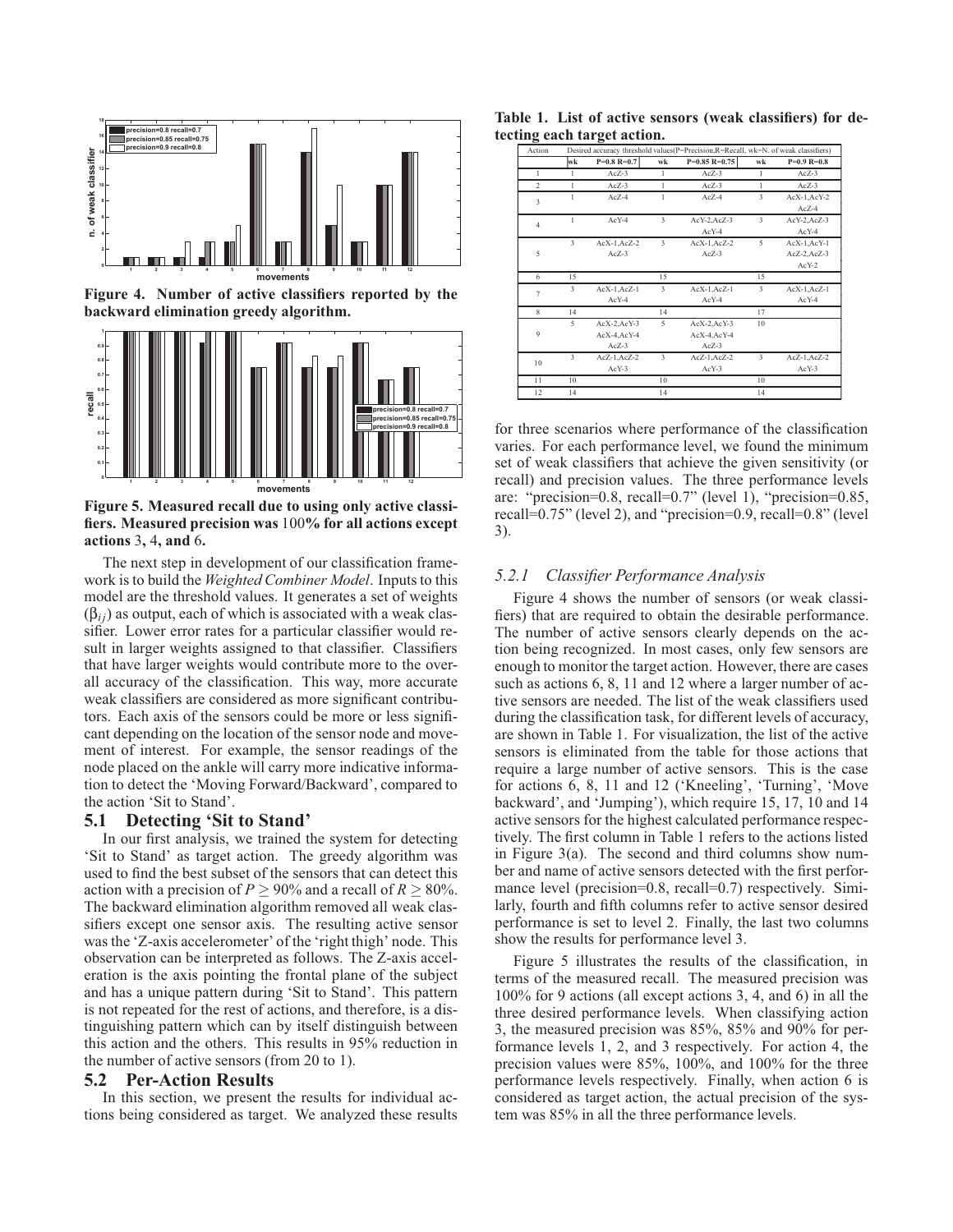Figure 4. Number of active classifiers reported by the backward elimination greedy algorithm.

Figure 5. Measured recall due to using only active classifiers. Measured precision was 100% for all actions except actions 3, 4, and 6.

The next step in development of our classification framework is to build the *Weighted Combiner Model*. Inputs to this model are the threshold values. It generates a set of weights ($\beta_{ij}$) as output, each of which is associated with a weak classifier. Lower error rates for a particular classifier would result in larger weights assigned to that classifier. Classifiers that have larger weights would contribute more to the overall accuracy of the classification. This way, more accurate weak classifiers are considered as more significant contributors. Each axis of the sensors could be more or less significant depending on the location of the sensor node and movement of interest. For example, the sensor readings of the node placed on the ankle will carry more indicative information to detect the 'Moving Forward/Backward', compared to the action 'Sit to Stand'.

## 5.1 Detecting 'Sit to Stand'

In our first analysis, we trained the system for detecting 'Sit to Stand' as target action. The greedy algorithm was used to find the best subset of the sensors that can detect this action with a precision of $P \geq 90\%$ and a recall of $R \geq 80\%$. The backward elimination algorithm removed all weak classifiers except one sensor axis. The resulting active sensor was the 'Z-axis accelerometer' of the 'right thigh' node. This observation can be interpreted as follows. The Z-axis acceleration is the axis pointing the frontal plane of the subject and has a unique pattern during 'Sit to Stand'. This pattern is not repeated for the rest of actions, and therefore, is a distinguishing pattern which can by itself distinguish between this action and the others. This results in 95% reduction in the number of active sensors (from 20 to 1).

## 5.2 Per-Action Results

In this section, we present the results for individual actions being considered as target. We analyzed these results

**Table 1. List of active sensors (weak classifiers) for detecting each target action.**

| Action | Desired accuracy threshold values(P=Precision,R=Recall, wk=N. of weak classifiers) | | | | | |
|---|---|---|---|---|---|---|
| | wk | P=0.8 R=0.7 | wk | P=0.85 R=0.75 | wk | P=0.9 R=0.8 |
| 1 | 1 | AcZ-3 | 1 | AcZ-3 | 1 | AcZ-3 |
| 2 | 1 | AcZ-3 | 1 | AcZ-3 | 1 | AcZ-3 |
| 3 | 1 | AcZ-4 | 1 | AcZ-4 | 3 | AcX-1,AcY-2 AcZ-4 |
| 4 | 1 | AcY-4 | 3 | AcY-2,AcZ-3 AcY-4 | 3 | AcY-2,AcZ-3 AcY-4 |
| 5 | 3 | AcX-1,AcZ-2 AcZ-3 | 3 | AcX-1,AcZ-2 AcZ-3 | 5 | AcX-1,AcY-1 AcZ-2,AcZ-3 AcY-2 |
| 6 | 15 | | 15 | | 15 | |
| 7 | 3 | AcX-1,AcZ-1 AcY-4 | 3 | AcX-1,AcZ-1 AcY-4 | 3 | AcX-1,AcZ-1 AcY-4 |
| 8 | 14 | | 14 | | 17 | |
| 9 | 5 | AcX-2,AcY-3 AcX-4,AcY-4 AcZ-3 | 5 | AcX-2,AcY-3 AcX-4,AcY-4 AcZ-3 | 10 | |
| 10 | 3 | AcZ-1,AcZ-2 AcY-3 | 3 | AcZ-1,AcZ-2 AcY-3 | 3 | AcZ-1,AcZ-2 AcY-3 |
| 11 | 10 | | 10 | | 10 | |
| 12 | 14 | | 14 | | 14 | |

for three scenarios where performance of the classification varies. For each performance level, we found the minimum set of weak classifiers that achieve the given sensitivity (or recall) and precision values. The three performance levels are: "precision=0.8, recall=0.7" (level 1), "precision=0.85, recall=0.75" (level 2), and "precision=0.9, recall=0.8" (level 3).

### 5.2.1 Classifier Performance Analysis

Figure 4 shows the number of sensors (or weak classifiers) that are required to obtain the desirable performance. The number of active sensors clearly depends on the action being recognized. In most cases, only few sensors are enough to monitor the target action. However, there are cases such as actions 6, 8, 11 and 12 where a larger number of active sensors are needed. The list of the weak classifiers used during the classification task, for different levels of accuracy, are shown in Table 1. For visualization, the list of the active sensors is eliminated from the table for those actions that require a large number of active sensors. This is the case for actions 6, 8, 11 and 12 ('Kneeling', 'Turning', 'Move backward', and 'Jumping'), which require 15, 17, 10 and 14 active sensors for the highest calculated performance respectively. The first column in Table 1 refers to the actions listed in Figure 3(a). The second and third columns show number and name of active sensors detected with the first performance level (precision=0.8, recall=0.7) respectively. Similarly, fourth and fifth columns refer to active sensor desired performance is set to level 2. Finally, the last two columns show the results for performance level 3.

Figure 5 illustrates the results of the classification, in terms of the measured recall. The measured precision was 100% for 9 actions (all except actions 3, 4, and 6) in all the three desired performance levels. When classifying action 3, the measured precision was 85%, 85% and 90% for performance levels 1, 2, and 3 respectively. For action 4, the precision values were 85%, 100%, and 100% for the three performance levels respectively. Finally, when action 6 is considered as target action, the actual precision of the system was 85% in all the three performance levels.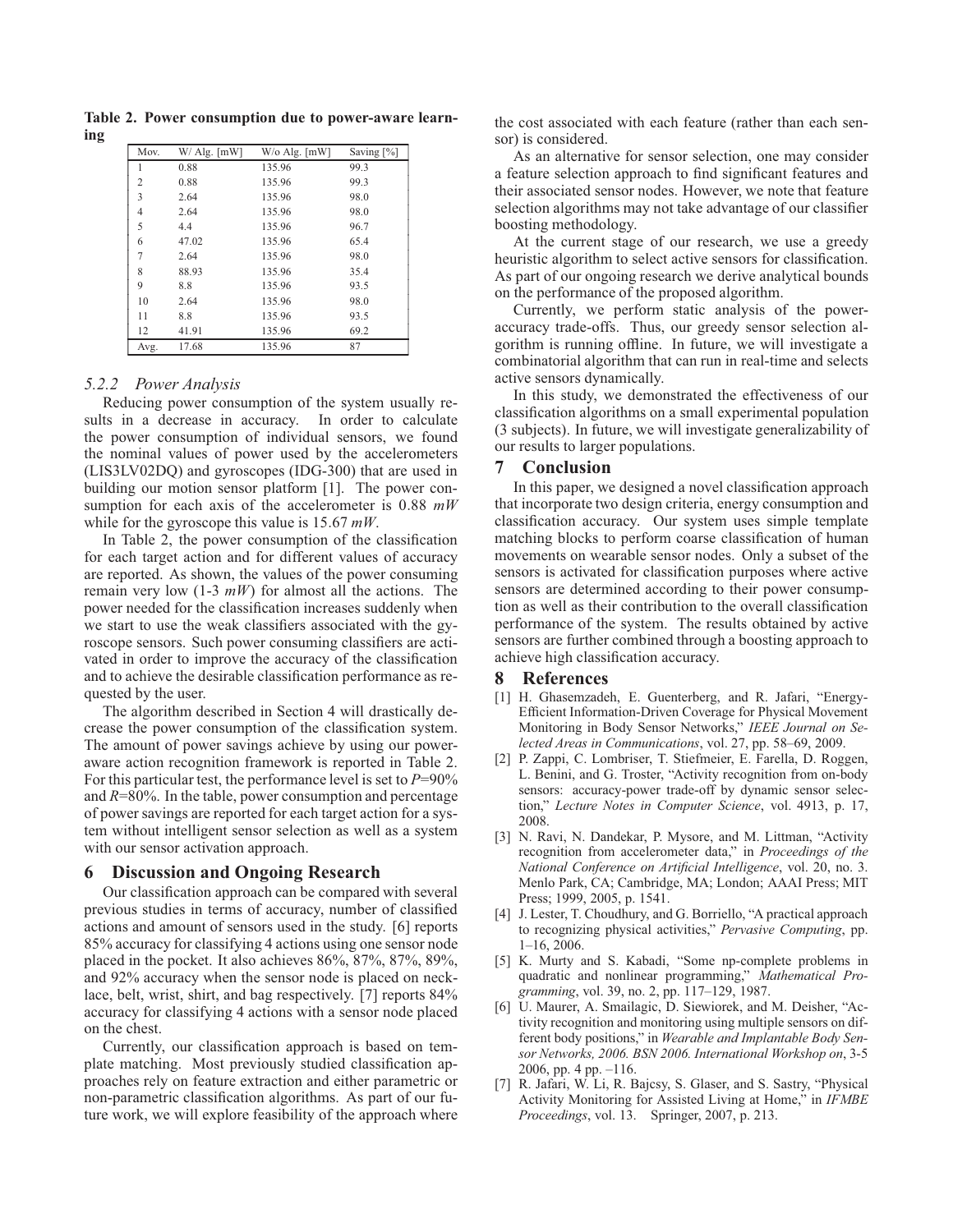**Table 2. Power consumption due to power-aware learning**

| Mov. | W/ Alg. [mW] | W/o Alg. [mW] | Saving [%] |
|---|---|---|---|
| 1 | 0.88 | 135.96 | 99.3 |
| 2 | 0.88 | 135.96 | 99.3 |
| 3 | 2.64 | 135.96 | 98.0 |
| 4 | 2.64 | 135.96 | 98.0 |
| 5 | 4.4 | 135.96 | 96.7 |
| 6 | 47.02 | 135.96 | 65.4 |
| 7 | 2.64 | 135.96 | 98.0 |
| 8 | 88.93 | 135.96 | 35.4 |
| 9 | 8.8 | 135.96 | 93.5 |
| 10 | 2.64 | 135.96 | 98.0 |
| 11 | 8.8 | 135.96 | 93.5 |
| 12 | 41.91 | 135.96 | 69.2 |
| Avg. | 17.68 | 135.96 | 87 |

#### 5.2.2 Power Analysis

Reducing power consumption of the system usually results in a decrease in accuracy. In order to calculate the power consumption of individual sensors, we found the nominal values of power used by the accelerometers (LIS3LV02DQ) and gyroscopes (IDG-300) that are used in building our motion sensor platform [1]. The power consumption for each axis of the accelerometer is 0.88 *mW* while for the gyroscope this value is 15.67 *mW*.

In Table 2, the power consumption of the classification for each target action and for different values of accuracy are reported. As shown, the values of the power consuming remain very low (1-3 *mW*) for almost all the actions. The power needed for the classification increases suddenly when we start to use the weak classifiers associated with the gyroscope sensors. Such power consuming classifiers are activated in order to improve the accuracy of the classification and to achieve the desirable classification performance as requested by the user.

The algorithm described in Section 4 will drastically decrease the power consumption of the classification system. The amount of power savings achieve by using our power-aware action recognition framework is reported in Table 2. For this particular test, the performance level is set to $P$=90% and $R$=80%. In the table, power consumption and percentage of power savings are reported for each target action for a system without intelligent sensor selection as well as a system with our sensor activation approach.

## 6 Discussion and Ongoing Research

Our classification approach can be compared with several previous studies in terms of accuracy, number of classified actions and amount of sensors used in the study. [6] reports 85% accuracy for classifying 4 actions using one sensor node placed in the pocket. It also achieves 86%, 87%, 87%, 89%, and 92% accuracy when the sensor node is placed on necklace, belt, wrist, shirt, and bag respectively. [7] reports 84% accuracy for classifying 4 actions with a sensor node placed on the chest.

Currently, our classification approach is based on template matching. Most previously studied classification approaches rely on feature extraction and either parametric or non-parametric classification algorithms. As part of our future work, we will explore feasibility of the approach where the cost associated with each feature (rather than each sensor) is considered.

As an alternative for sensor selection, one may consider a feature selection approach to find significant features and their associated sensor nodes. However, we note that feature selection algorithms may not take advantage of our classifier boosting methodology.

At the current stage of our research, we use a greedy heuristic algorithm to select active sensors for classification. As part of our ongoing research we derive analytical bounds on the performance of the proposed algorithm.

Currently, we perform static analysis of the power-accuracy trade-offs. Thus, our greedy sensor selection algorithm is running offline. In future, we will investigate a combinatorial algorithm that can run in real-time and selects active sensors dynamically.

In this study, we demonstrated the effectiveness of our classification algorithms on a small experimental population (3 subjects). In future, we will investigate generalizability of our results to larger populations.

## 7 Conclusion

In this paper, we designed a novel classification approach that incorporate two design criteria, energy consumption and classification accuracy. Our system uses simple template matching blocks to perform coarse classification of human movements on wearable sensor nodes. Only a subset of the sensors is activated for classification purposes where active sensors are determined according to their power consumption as well as their contribution to the overall classification performance of the system. The results obtained by active sensors are further combined through a boosting approach to achieve high classification accuracy.

## 8 References

[1] H. Ghasemzadeh, E. Guenterberg, and R. Jafari, "Energy-Efficient Information-Driven Coverage for Physical Movement Monitoring in Body Sensor Networks," *IEEE Journal on Selected Areas in Communications*, vol. 27, pp. 58–69, 2009.

[2] P. Zappi, C. Lombriser, T. Stiefmeier, E. Farella, D. Roggen, L. Benini, and G. Troster, "Activity recognition from on-body sensors: accuracy-power trade-off by dynamic sensor selection," *Lecture Notes in Computer Science*, vol. 4913, p. 17, 2008.

[3] N. Ravi, N. Dandekar, P. Mysore, and M. Littman, "Activity recognition from accelerometer data," in *Proceedings of the National Conference on Artificial Intelligence*, vol. 20, no. 3. Menlo Park, CA; Cambridge, MA; London; AAAI Press; MIT Press; 1999, 2005, p. 1541.

[4] J. Lester, T. Choudhury, and G. Borriello, "A practical approach to recognizing physical activities," *Pervasive Computing*, pp. 1–16, 2006.

[5] K. Murty and S. Kabadi, "Some np-complete problems in quadratic and nonlinear programming," *Mathematical Programming*, vol. 39, no. 2, pp. 117–129, 1987.

[6] U. Maurer, A. Smailagic, D. Siewiorek, and M. Deisher, "Activity recognition and monitoring using multiple sensors on different body positions," in *Wearable and Implantable Body Sensor Networks, 2006. BSN 2006. International Workshop on*, 3-5 2006, pp. 4 pp. –116.

[7] R. Jafari, W. Li, R. Bajcsy, S. Glaser, and S. Sastry, "Physical Activity Monitoring for Assisted Living at Home," in *IFMBE Proceedings*, vol. 13. Springer, 2007, p. 213.